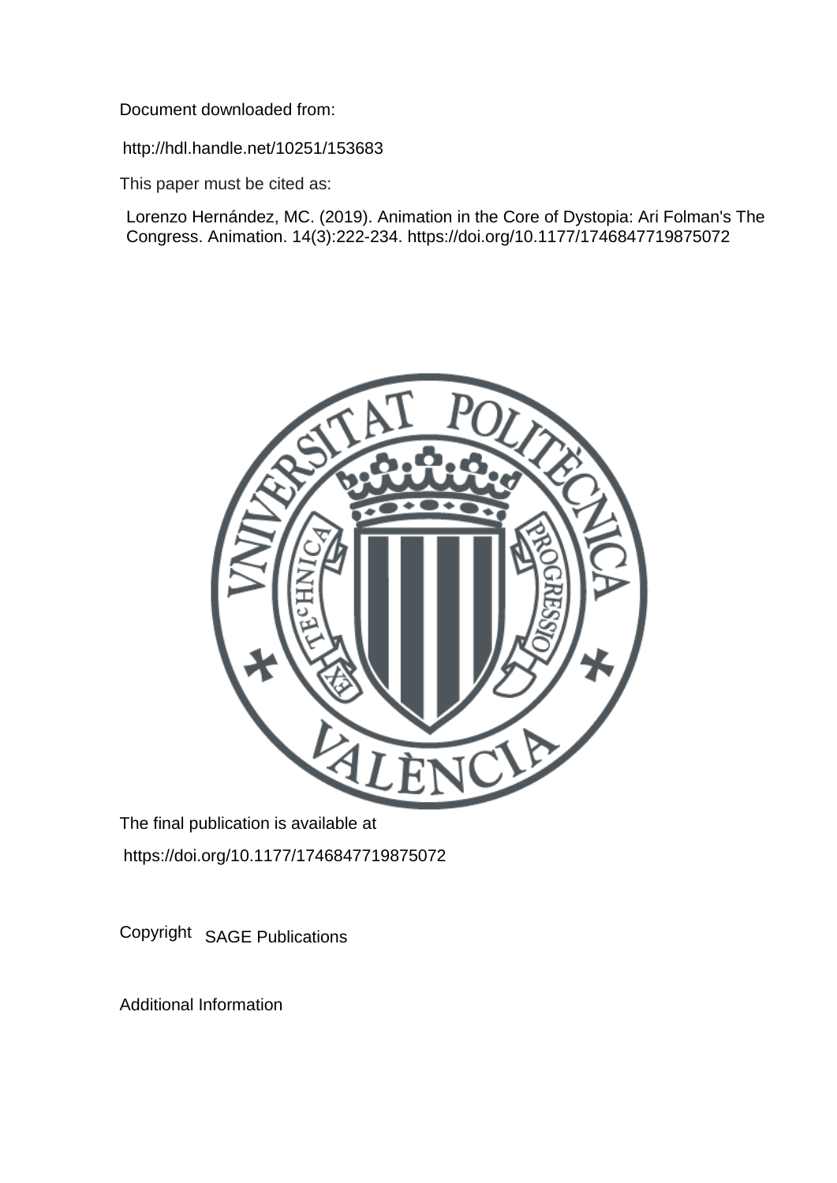Document downloaded from:

http://hdl.handle.net/10251/153683

This paper must be cited as:

Lorenzo Hernández, MC. (2019). Animation in the Core of Dystopia: Ari Folman's The Congress. Animation. 14(3):222-234. https://doi.org/10.1177/1746847719875072

The final publication is available at

https://doi.org/10.1177/1746847719875072

Copyright SAGE Publications

Additional Information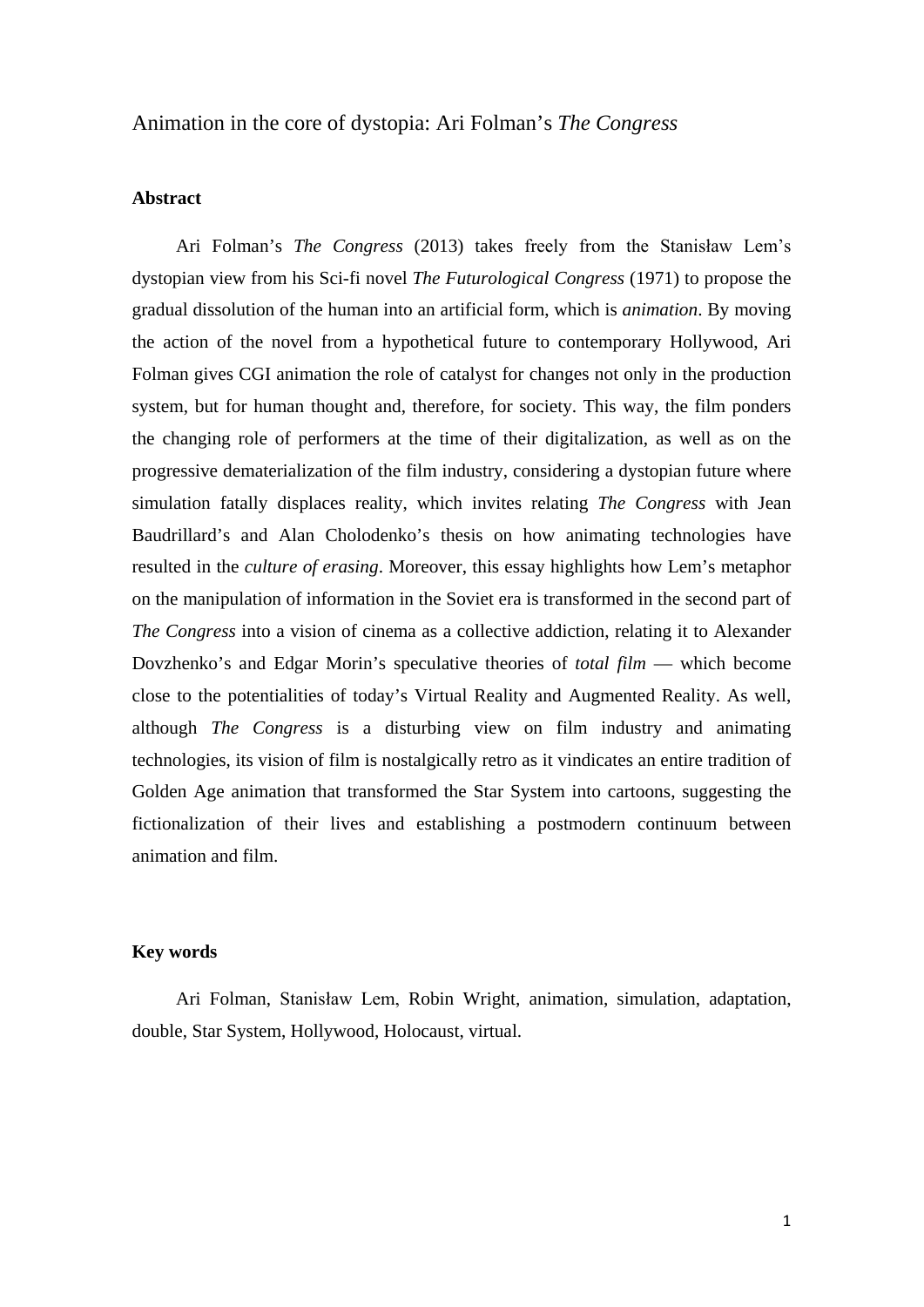# Animation in the core of dystopia: Ari Folman's *The Congress*

## Abstract

Ari Folman's *The Congress* (2013) takes freely from the Stanisław Lem's dystopian view from his Sci-fi novel *The Futurological Congress* (1971) to propose the gradual dissolution of the human into an artificial form, which is *animation*. By moving the action of the novel from a hypothetical future to contemporary Hollywood, Ari Folman gives CGI animation the role of catalyst for changes not only in the production system, but for human thought and, therefore, for society. This way, the film ponders the changing role of performers at the time of their digitalization, as well as on the progressive dematerialization of the film industry, considering a dystopian future where simulation fatally displaces reality, which invites relating *The Congress* with Jean Baudrillard's and Alan Cholodenko's thesis on how animating technologies have resulted in the *culture of erasing*. Moreover, this essay highlights how Lem's metaphor on the manipulation of information in the Soviet era is transformed in the second part of *The Congress* into a vision of cinema as a collective addiction, relating it to Alexander Dovzhenko's and Edgar Morin's speculative theories of *total film* — which become close to the potentialities of today's Virtual Reality and Augmented Reality. As well, although *The Congress* is a disturbing view on film industry and animating technologies, its vision of film is nostalgically retro as it vindicates an entire tradition of Golden Age animation that transformed the Star System into cartoons, suggesting the fictionalization of their lives and establishing a postmodern continuum between animation and film.

## Key words

Ari Folman, Stanisław Lem, Robin Wright, animation, simulation, adaptation, double, Star System, Hollywood, Holocaust, virtual.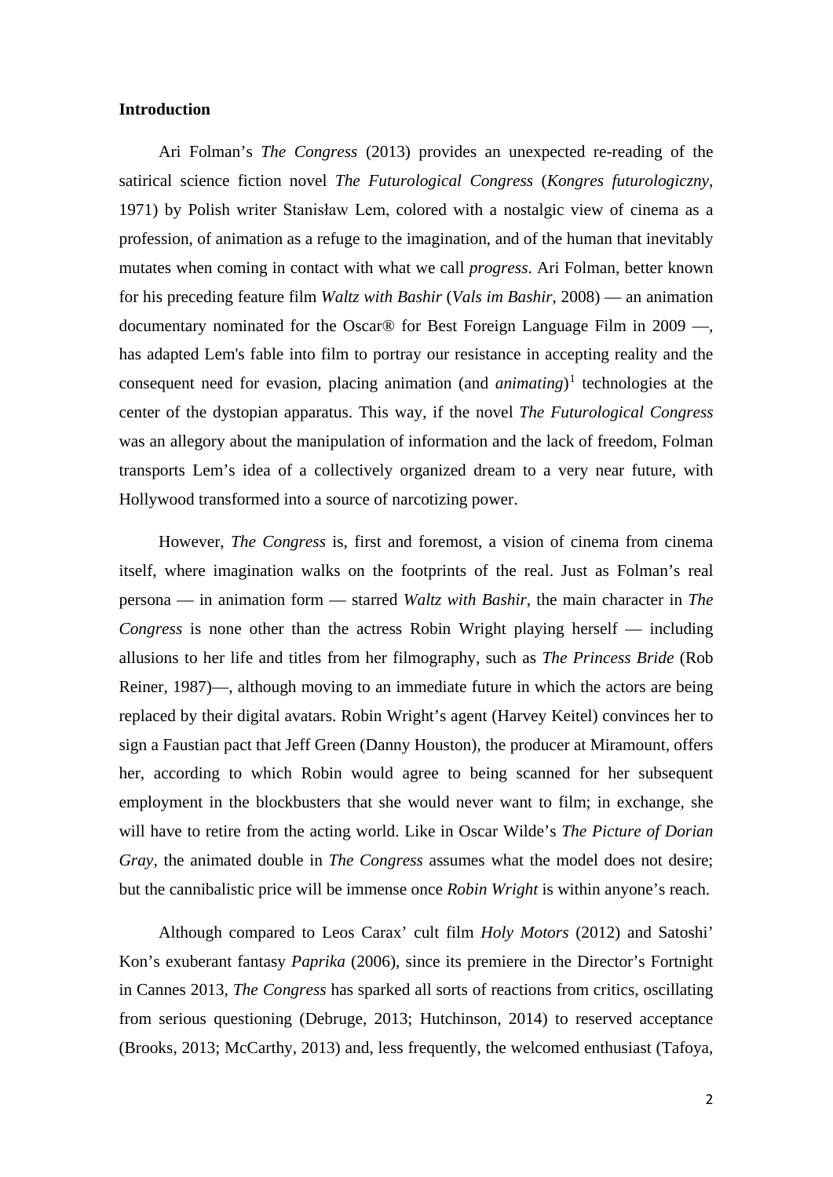**Introduction**

Ari Folman's *The Congress* (2013) provides an unexpected re-reading of the satirical science fiction novel *The Futurological Congress* (*Kongres futurologiczny*, 1971) by Polish writer Stanisław Lem, colored with a nostalgic view of cinema as a profession, of animation as a refuge to the imagination, and of the human that inevitably mutates when coming in contact with what we call *progress*. Ari Folman, better known for his preceding feature film *Waltz with Bashir* (*Vals im Bashir*, 2008) — an animation documentary nominated for the Oscar® for Best Foreign Language Film in 2009 —, has adapted Lem's fable into film to portray our resistance in accepting reality and the consequent need for evasion, placing animation (and *animating*)[1] technologies at the center of the dystopian apparatus. This way, if the novel *The Futurological Congress* was an allegory about the manipulation of information and the lack of freedom, Folman transports Lem's idea of a collectively organized dream to a very near future, with Hollywood transformed into a source of narcotizing power.

However, *The Congress* is, first and foremost, a vision of cinema from cinema itself, where imagination walks on the footprints of the real. Just as Folman's real persona — in animation form — starred *Waltz with Bashir*, the main character in *The Congress* is none other than the actress Robin Wright playing herself — including allusions to her life and titles from her filmography, such as *The Princess Bride* (Rob Reiner, 1987)—, although moving to an immediate future in which the actors are being replaced by their digital avatars. Robin Wright's agent (Harvey Keitel) convinces her to sign a Faustian pact that Jeff Green (Danny Houston), the producer at Miramount, offers her, according to which Robin would agree to being scanned for her subsequent employment in the blockbusters that she would never want to film; in exchange, she will have to retire from the acting world. Like in Oscar Wilde's *The Picture of Dorian Gray*, the animated double in *The Congress* assumes what the model does not desire; but the cannibalistic price will be immense once *Robin Wright* is within anyone's reach.

Although compared to Leos Carax' cult film *Holy Motors* (2012) and Satoshi' Kon's exuberant fantasy *Paprika* (2006), since its premiere in the Director's Fortnight in Cannes 2013, *The Congress* has sparked all sorts of reactions from critics, oscillating from serious questioning (Debruge, 2013; Hutchinson, 2014) to reserved acceptance (Brooks, 2013; McCarthy, 2013) and, less frequently, the welcomed enthusiast (Tafoya,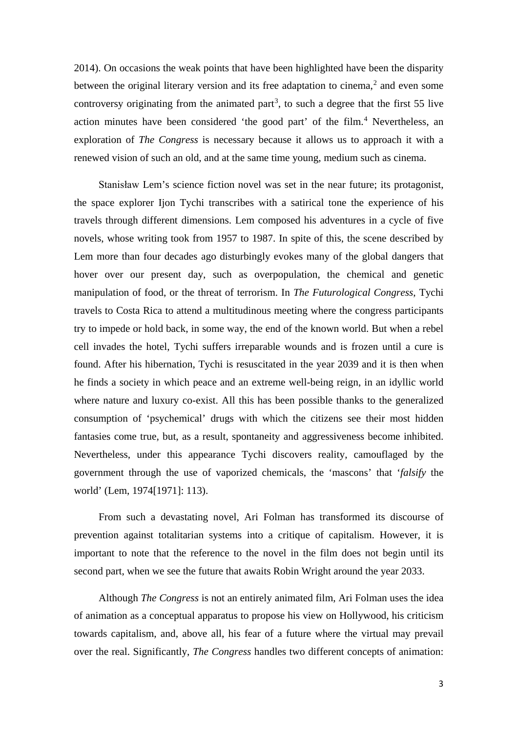2014). On occasions the weak points that have been highlighted have been the disparity between the original literary version and its free adaptation to cinema,[2] and even some controversy originating from the animated part[3], to such a degree that the first 55 live action minutes have been considered 'the good part' of the film.[4] Nevertheless, an exploration of *The Congress* is necessary because it allows us to approach it with a renewed vision of such an old, and at the same time young, medium such as cinema.

Stanisław Lem's science fiction novel was set in the near future; its protagonist, the space explorer Ijon Tychi transcribes with a satirical tone the experience of his travels through different dimensions. Lem composed his adventures in a cycle of five novels, whose writing took from 1957 to 1987. In spite of this, the scene described by Lem more than four decades ago disturbingly evokes many of the global dangers that hover over our present day, such as overpopulation, the chemical and genetic manipulation of food, or the threat of terrorism. In *The Futurological Congress*, Tychi travels to Costa Rica to attend a multitudinous meeting where the congress participants try to impede or hold back, in some way, the end of the known world. But when a rebel cell invades the hotel, Tychi suffers irreparable wounds and is frozen until a cure is found. After his hibernation, Tychi is resuscitated in the year 2039 and it is then when he finds a society in which peace and an extreme well-being reign, in an idyllic world where nature and luxury co-exist. All this has been possible thanks to the generalized consumption of 'psychemical' drugs with which the citizens see their most hidden fantasies come true, but, as a result, spontaneity and aggressiveness become inhibited. Nevertheless, under this appearance Tychi discovers reality, camouflaged by the government through the use of vaporized chemicals, the 'mascons' that '*falsify* the world' (Lem, 1974[1971]: 113).

From such a devastating novel, Ari Folman has transformed its discourse of prevention against totalitarian systems into a critique of capitalism. However, it is important to note that the reference to the novel in the film does not begin until its second part, when we see the future that awaits Robin Wright around the year 2033.

Although *The Congress* is not an entirely animated film, Ari Folman uses the idea of animation as a conceptual apparatus to propose his view on Hollywood, his criticism towards capitalism, and, above all, his fear of a future where the virtual may prevail over the real. Significantly, *The Congress* handles two different concepts of animation: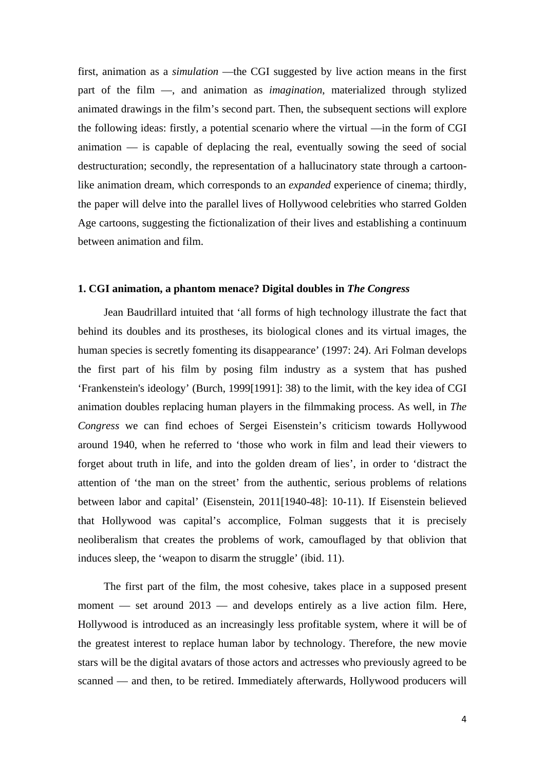first, animation as a *simulation* —the CGI suggested by live action means in the first part of the film —, and animation as *imagination*, materialized through stylized animated drawings in the film's second part. Then, the subsequent sections will explore the following ideas: firstly, a potential scenario where the virtual —in the form of CGI animation — is capable of deplacing the real, eventually sowing the seed of social destructuration; secondly, the representation of a hallucinatory state through a cartoon-like animation dream, which corresponds to an *expanded* experience of cinema; thirdly, the paper will delve into the parallel lives of Hollywood celebrities who starred Golden Age cartoons, suggesting the fictionalization of their lives and establishing a continuum between animation and film.

### 1. CGI animation, a phantom menace? Digital doubles in *The Congress*

Jean Baudrillard intuited that 'all forms of high technology illustrate the fact that behind its doubles and its prostheses, its biological clones and its virtual images, the human species is secretly fomenting its disappearance' (1997: 24). Ari Folman develops the first part of his film by posing film industry as a system that has pushed 'Frankenstein's ideology' (Burch, 1999[1991]: 38) to the limit, with the key idea of CGI animation doubles replacing human players in the filmmaking process. As well, in *The Congress* we can find echoes of Sergei Eisenstein's criticism towards Hollywood around 1940, when he referred to 'those who work in film and lead their viewers to forget about truth in life, and into the golden dream of lies', in order to 'distract the attention of 'the man on the street' from the authentic, serious problems of relations between labor and capital' (Eisenstein, 2011[1940-48]: 10-11). If Eisenstein believed that Hollywood was capital's accomplice, Folman suggests that it is precisely neoliberalism that creates the problems of work, camouflaged by that oblivion that induces sleep, the 'weapon to disarm the struggle' (ibid. 11).

The first part of the film, the most cohesive, takes place in a supposed present moment — set around 2013 — and develops entirely as a live action film. Here, Hollywood is introduced as an increasingly less profitable system, where it will be of the greatest interest to replace human labor by technology. Therefore, the new movie stars will be the digital avatars of those actors and actresses who previously agreed to be scanned — and then, to be retired. Immediately afterwards, Hollywood producers will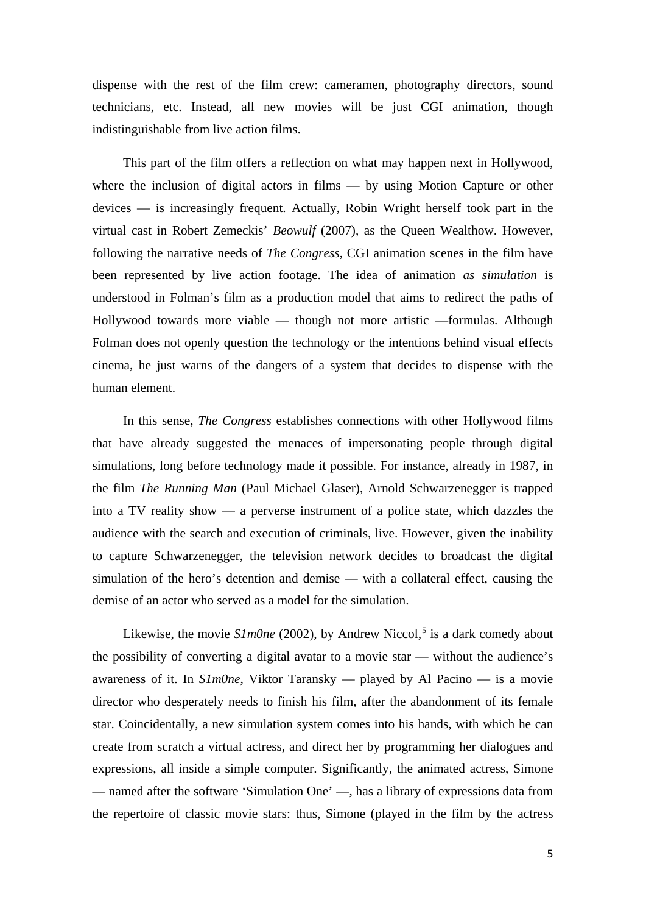dispense with the rest of the film crew: cameramen, photography directors, sound technicians, etc. Instead, all new movies will be just CGI animation, though indistinguishable from live action films.

This part of the film offers a reflection on what may happen next in Hollywood, where the inclusion of digital actors in films — by using Motion Capture or other devices — is increasingly frequent. Actually, Robin Wright herself took part in the virtual cast in Robert Zemeckis' *Beowulf* (2007), as the Queen Wealthow. However, following the narrative needs of *The Congress*, CGI animation scenes in the film have been represented by live action footage. The idea of animation *as simulation* is understood in Folman's film as a production model that aims to redirect the paths of Hollywood towards more viable — though not more artistic —formulas. Although Folman does not openly question the technology or the intentions behind visual effects cinema, he just warns of the dangers of a system that decides to dispense with the human element.

In this sense, *The Congress* establishes connections with other Hollywood films that have already suggested the menaces of impersonating people through digital simulations, long before technology made it possible. For instance, already in 1987, in the film *The Running Man* (Paul Michael Glaser), Arnold Schwarzenegger is trapped into a TV reality show — a perverse instrument of a police state, which dazzles the audience with the search and execution of criminals, live. However, given the inability to capture Schwarzenegger, the television network decides to broadcast the digital simulation of the hero's detention and demise — with a collateral effect, causing the demise of an actor who served as a model for the simulation.

Likewise, the movie *S1m0ne* (2002), by Andrew Niccol,[5] is a dark comedy about the possibility of converting a digital avatar to a movie star — without the audience's awareness of it. In *S1m0ne*, Viktor Taransky — played by Al Pacino — is a movie director who desperately needs to finish his film, after the abandonment of its female star. Coincidentally, a new simulation system comes into his hands, with which he can create from scratch a virtual actress, and direct her by programming her dialogues and expressions, all inside a simple computer. Significantly, the animated actress, Simone — named after the software 'Simulation One' —, has a library of expressions data from the repertoire of classic movie stars: thus, Simone (played in the film by the actress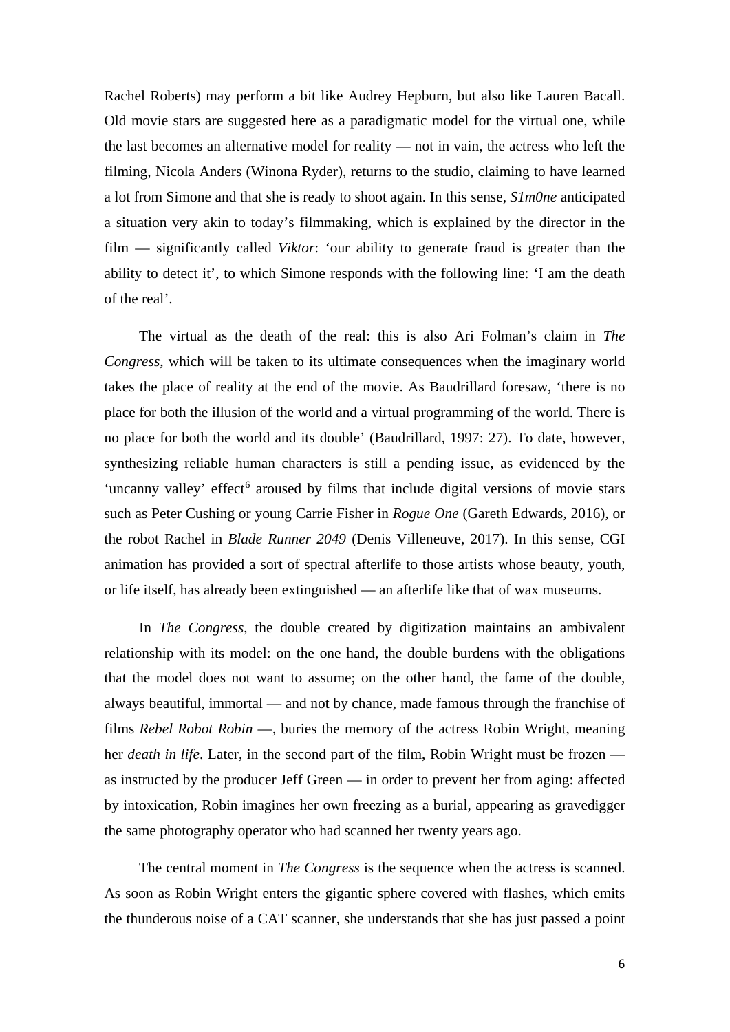Rachel Roberts) may perform a bit like Audrey Hepburn, but also like Lauren Bacall. Old movie stars are suggested here as a paradigmatic model for the virtual one, while the last becomes an alternative model for reality — not in vain, the actress who left the filming, Nicola Anders (Winona Ryder), returns to the studio, claiming to have learned a lot from Simone and that she is ready to shoot again. In this sense, *S1m0ne* anticipated a situation very akin to today's filmmaking, which is explained by the director in the film — significantly called *Viktor*: 'our ability to generate fraud is greater than the ability to detect it', to which Simone responds with the following line: 'I am the death of the real'.

The virtual as the death of the real: this is also Ari Folman's claim in *The Congress*, which will be taken to its ultimate consequences when the imaginary world takes the place of reality at the end of the movie. As Baudrillard foresaw, 'there is no place for both the illusion of the world and a virtual programming of the world. There is no place for both the world and its double' (Baudrillard, 1997: 27). To date, however, synthesizing reliable human characters is still a pending issue, as evidenced by the 'uncanny valley' effect[6] aroused by films that include digital versions of movie stars such as Peter Cushing or young Carrie Fisher in *Rogue One* (Gareth Edwards, 2016), or the robot Rachel in *Blade Runner 2049* (Denis Villeneuve, 2017). In this sense, CGI animation has provided a sort of spectral afterlife to those artists whose beauty, youth, or life itself, has already been extinguished — an afterlife like that of wax museums.

In *The Congress*, the double created by digitization maintains an ambivalent relationship with its model: on the one hand, the double burdens with the obligations that the model does not want to assume; on the other hand, the fame of the double, always beautiful, immortal — and not by chance, made famous through the franchise of films *Rebel Robot Robin* —, buries the memory of the actress Robin Wright, meaning her *death in life*. Later, in the second part of the film, Robin Wright must be frozen — as instructed by the producer Jeff Green — in order to prevent her from aging: affected by intoxication, Robin imagines her own freezing as a burial, appearing as gravedigger the same photography operator who had scanned her twenty years ago.

The central moment in *The Congress* is the sequence when the actress is scanned. As soon as Robin Wright enters the gigantic sphere covered with flashes, which emits the thunderous noise of a CAT scanner, she understands that she has just passed a point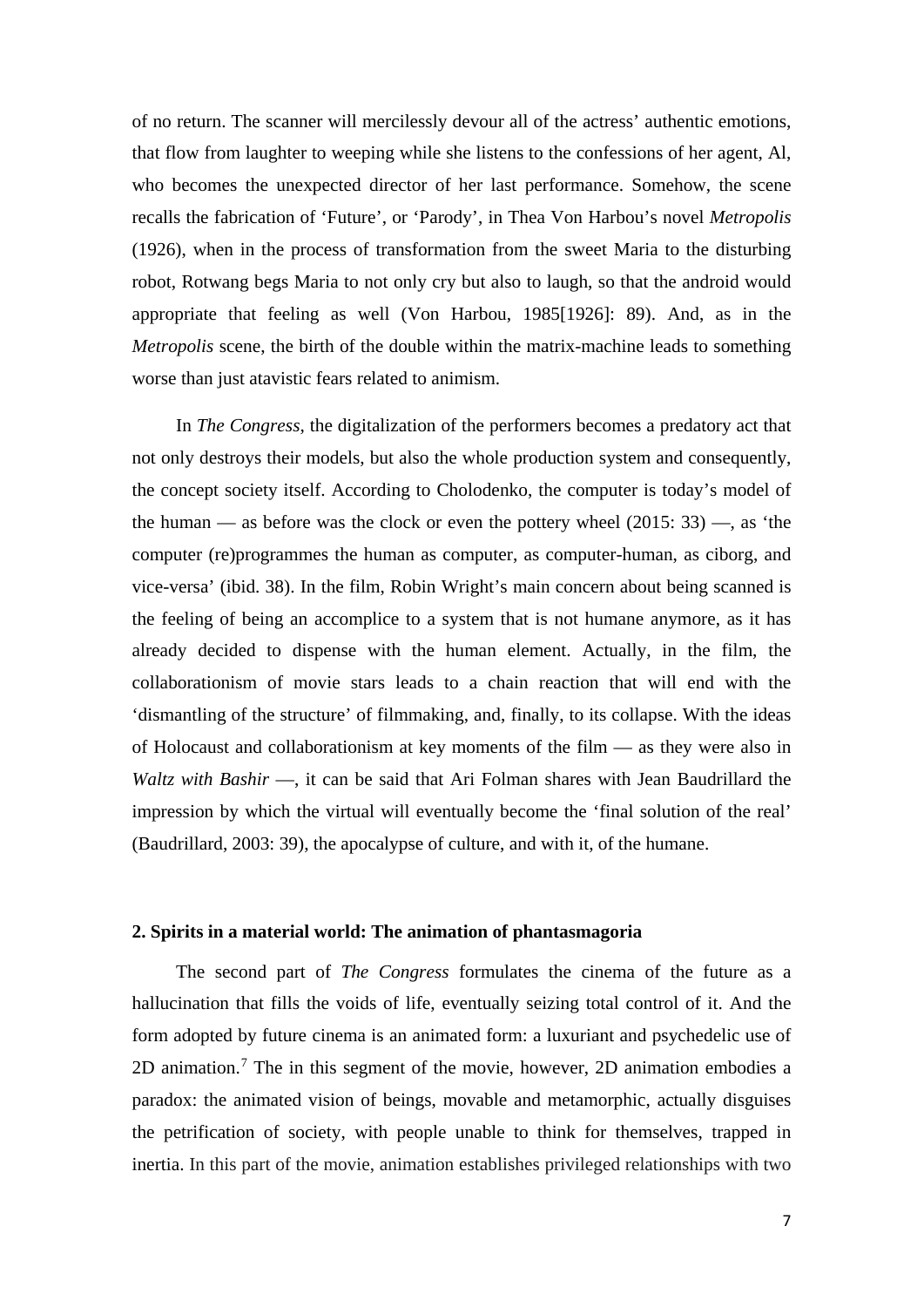of no return. The scanner will mercilessly devour all of the actress' authentic emotions, that flow from laughter to weeping while she listens to the confessions of her agent, Al, who becomes the unexpected director of her last performance. Somehow, the scene recalls the fabrication of 'Future', or 'Parody', in Thea Von Harbou's novel *Metropolis* (1926), when in the process of transformation from the sweet Maria to the disturbing robot, Rotwang begs Maria to not only cry but also to laugh, so that the android would appropriate that feeling as well (Von Harbou, 1985[1926]: 89). And, as in the *Metropolis* scene, the birth of the double within the matrix-machine leads to something worse than just atavistic fears related to animism.

In *The Congress*, the digitalization of the performers becomes a predatory act that not only destroys their models, but also the whole production system and consequently, the concept society itself. According to Cholodenko, the computer is today's model of the human — as before was the clock or even the pottery wheel (2015: 33) —, as 'the computer (re)programmes the human as computer, as computer-human, as ciborg, and vice-versa' (ibid. 38). In the film, Robin Wright's main concern about being scanned is the feeling of being an accomplice to a system that is not humane anymore, as it has already decided to dispense with the human element. Actually, in the film, the collaborationism of movie stars leads to a chain reaction that will end with the 'dismantling of the structure' of filmmaking, and, finally, to its collapse. With the ideas of Holocaust and collaborationism at key moments of the film — as they were also in *Waltz with Bashir* —, it can be said that Ari Folman shares with Jean Baudrillard the impression by which the virtual will eventually become the 'final solution of the real' (Baudrillard, 2003: 39), the apocalypse of culture, and with it, of the humane.

## 2. Spirits in a material world: The animation of phantasmagoria

The second part of *The Congress* formulates the cinema of the future as a hallucination that fills the voids of life, eventually seizing total control of it. And the form adopted by future cinema is an animated form: a luxuriant and psychedelic use of 2D animation.[7] The in this segment of the movie, however, 2D animation embodies a paradox: the animated vision of beings, movable and metamorphic, actually disguises the petrification of society, with people unable to think for themselves, trapped in inertia. In this part of the movie, animation establishes privileged relationships with two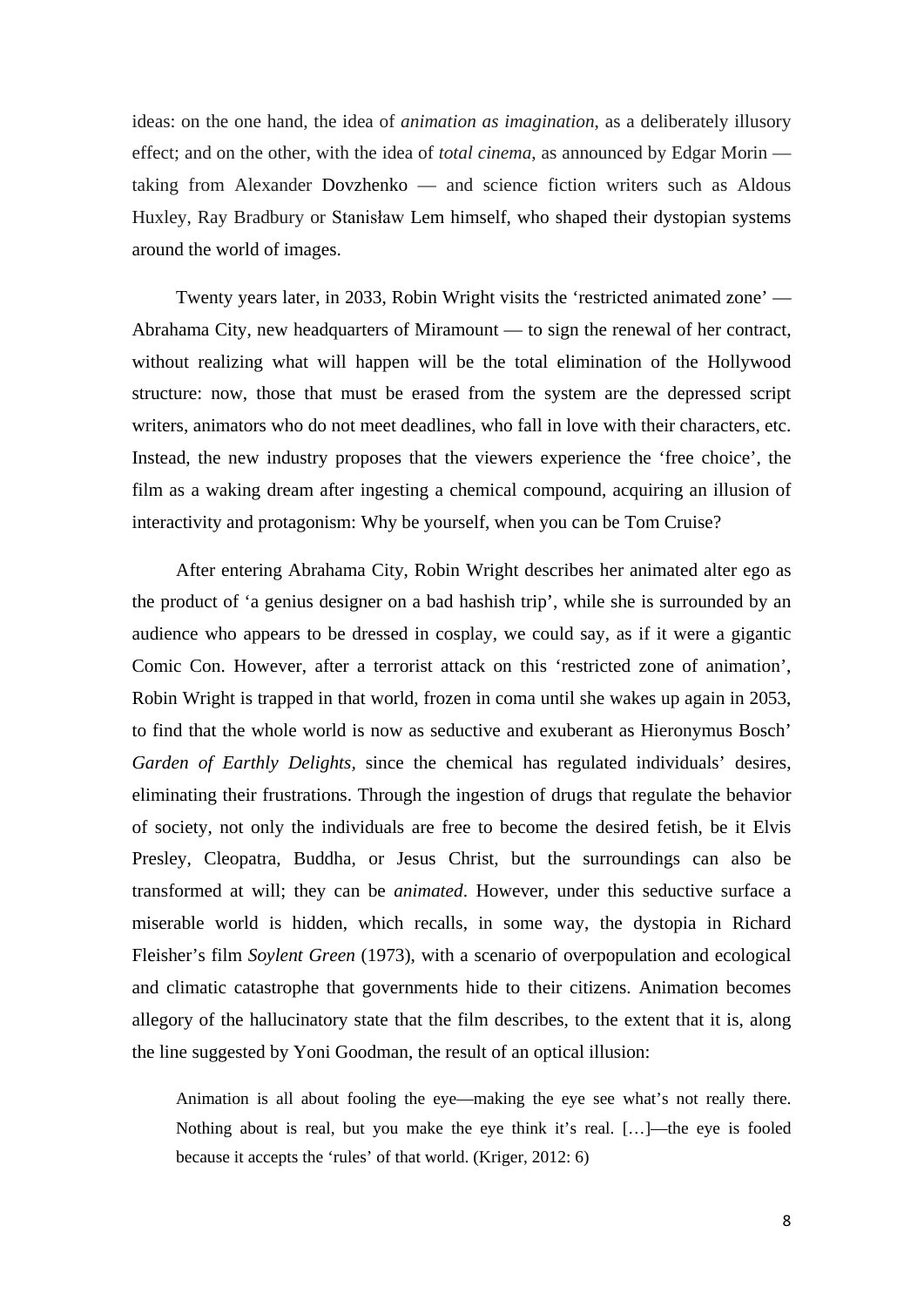ideas: on the one hand, the idea of *animation as imagination*, as a deliberately illusory effect; and on the other, with the idea of *total cinema*, as announced by Edgar Morin — taking from Alexander Dovzhenko — and science fiction writers such as Aldous Huxley, Ray Bradbury or Stanisław Lem himself, who shaped their dystopian systems around the world of images.

Twenty years later, in 2033, Robin Wright visits the 'restricted animated zone' — Abrahama City, new headquarters of Miramount — to sign the renewal of her contract, without realizing what will happen will be the total elimination of the Hollywood structure: now, those that must be erased from the system are the depressed script writers, animators who do not meet deadlines, who fall in love with their characters, etc. Instead, the new industry proposes that the viewers experience the 'free choice', the film as a waking dream after ingesting a chemical compound, acquiring an illusion of interactivity and protagonism: Why be yourself, when you can be Tom Cruise?

After entering Abrahama City, Robin Wright describes her animated alter ego as the product of 'a genius designer on a bad hashish trip', while she is surrounded by an audience who appears to be dressed in cosplay, we could say, as if it were a gigantic Comic Con. However, after a terrorist attack on this 'restricted zone of animation', Robin Wright is trapped in that world, frozen in coma until she wakes up again in 2053, to find that the whole world is now as seductive and exuberant as Hieronymus Bosch' *Garden of Earthly Delights*, since the chemical has regulated individuals' desires, eliminating their frustrations. Through the ingestion of drugs that regulate the behavior of society, not only the individuals are free to become the desired fetish, be it Elvis Presley, Cleopatra, Buddha, or Jesus Christ, but the surroundings can also be transformed at will; they can be *animated*. However, under this seductive surface a miserable world is hidden, which recalls, in some way, the dystopia in Richard Fleisher's film *Soylent Green* (1973), with a scenario of overpopulation and ecological and climatic catastrophe that governments hide to their citizens. Animation becomes allegory of the hallucinatory state that the film describes, to the extent that it is, along the line suggested by Yoni Goodman, the result of an optical illusion:

> Animation is all about fooling the eye—making the eye see what's not really there. Nothing about is real, but you make the eye think it's real. […]—the eye is fooled because it accepts the 'rules' of that world. (Kriger, 2012: 6)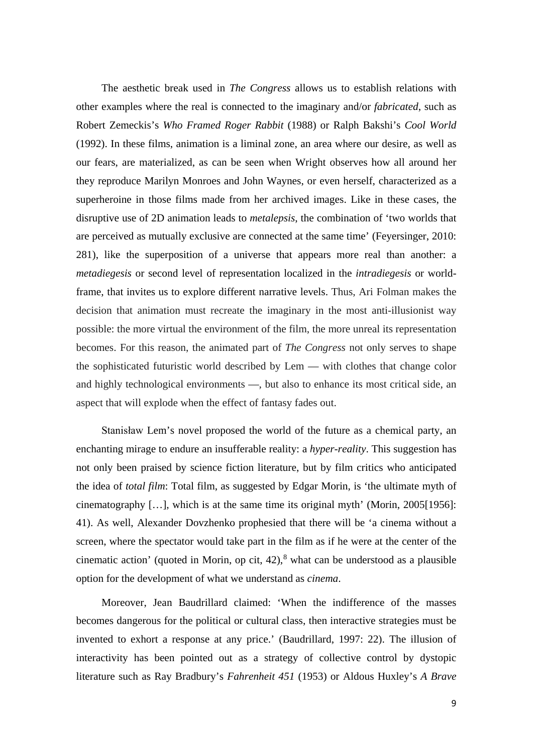The aesthetic break used in *The Congress* allows us to establish relations with other examples where the real is connected to the imaginary and/or *fabricated*, such as Robert Zemeckis's *Who Framed Roger Rabbit* (1988) or Ralph Bakshi's *Cool World* (1992). In these films, animation is a liminal zone, an area where our desire, as well as our fears, are materialized, as can be seen when Wright observes how all around her they reproduce Marilyn Monroes and John Waynes, or even herself, characterized as a superheroine in those films made from her archived images. Like in these cases, the disruptive use of 2D animation leads to *metalepsis*, the combination of 'two worlds that are perceived as mutually exclusive are connected at the same time' (Feyersinger, 2010: 281), like the superposition of a universe that appears more real than another: a *metadiegesis* or second level of representation localized in the *intradiegesis* or world-frame, that invites us to explore different narrative levels. Thus, Ari Folman makes the decision that animation must recreate the imaginary in the most anti-illusionist way possible: the more virtual the environment of the film, the more unreal its representation becomes. For this reason, the animated part of *The Congress* not only serves to shape the sophisticated futuristic world described by Lem — with clothes that change color and highly technological environments —, but also to enhance its most critical side, an aspect that will explode when the effect of fantasy fades out.

Stanisław Lem's novel proposed the world of the future as a chemical party, an enchanting mirage to endure an insufferable reality: a *hyper-reality*. This suggestion has not only been praised by science fiction literature, but by film critics who anticipated the idea of *total film*: Total film, as suggested by Edgar Morin, is 'the ultimate myth of cinematography […], which is at the same time its original myth' (Morin, 2005[1956]: 41). As well, Alexander Dovzhenko prophesied that there will be 'a cinema without a screen, where the spectator would take part in the film as if he were at the center of the cinematic action' (quoted in Morin, op cit, 42),[8] what can be understood as a plausible option for the development of what we understand as *cinema*.

Moreover, Jean Baudrillard claimed: 'When the indifference of the masses becomes dangerous for the political or cultural class, then interactive strategies must be invented to exhort a response at any price.' (Baudrillard, 1997: 22). The illusion of interactivity has been pointed out as a strategy of collective control by dystopic literature such as Ray Bradbury's *Fahrenheit 451* (1953) or Aldous Huxley's *A Brave*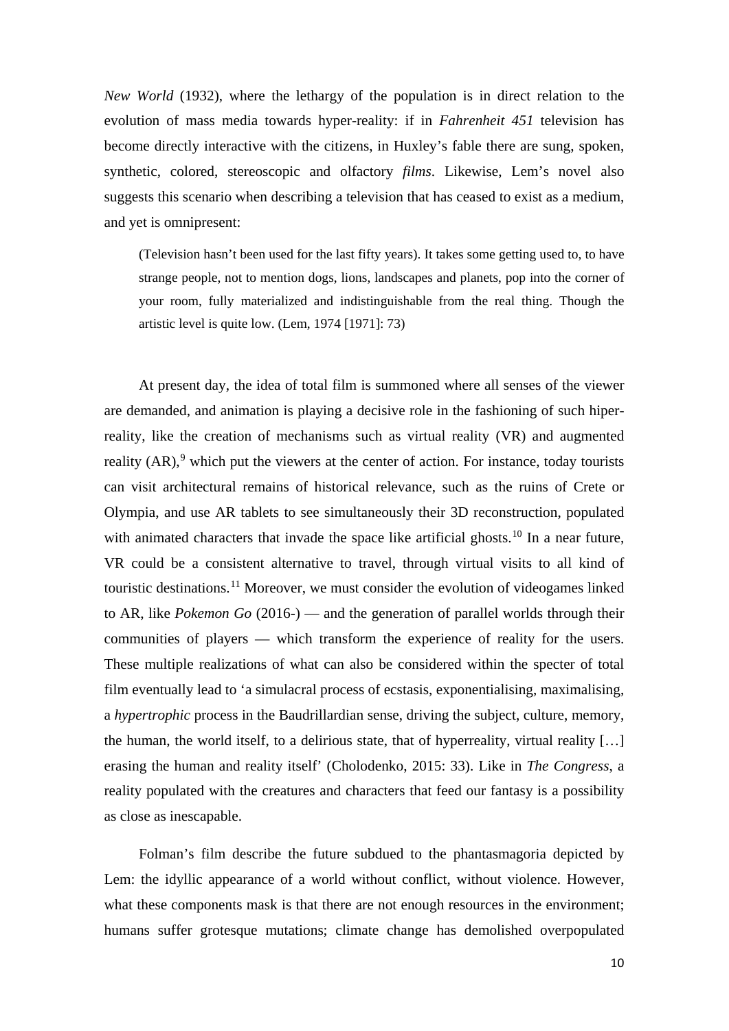*New World* (1932), where the lethargy of the population is in direct relation to the evolution of mass media towards hyper-reality: if in *Fahrenheit 451* television has become directly interactive with the citizens, in Huxley's fable there are sung, spoken, synthetic, colored, stereoscopic and olfactory *films*. Likewise, Lem's novel also suggests this scenario when describing a television that has ceased to exist as a medium, and yet is omnipresent:

> (Television hasn't been used for the last fifty years). It takes some getting used to, to have strange people, not to mention dogs, lions, landscapes and planets, pop into the corner of your room, fully materialized and indistinguishable from the real thing. Though the artistic level is quite low. (Lem, 1974 [1971]: 73)

At present day, the idea of total film is summoned where all senses of the viewer are demanded, and animation is playing a decisive role in the fashioning of such hiper-reality, like the creation of mechanisms such as virtual reality (VR) and augmented reality (AR),[9] which put the viewers at the center of action. For instance, today tourists can visit architectural remains of historical relevance, such as the ruins of Crete or Olympia, and use AR tablets to see simultaneously their 3D reconstruction, populated with animated characters that invade the space like artificial ghosts.[10] In a near future, VR could be a consistent alternative to travel, through virtual visits to all kind of touristic destinations.[11] Moreover, we must consider the evolution of videogames linked to AR, like *Pokemon Go* (2016-) — and the generation of parallel worlds through their communities of players — which transform the experience of reality for the users. These multiple realizations of what can also be considered within the specter of total film eventually lead to 'a simulacral process of ecstasis, exponentialising, maximalising, a *hypertrophic* process in the Baudrillardian sense, driving the subject, culture, memory, the human, the world itself, to a delirious state, that of hyperreality, virtual reality […] erasing the human and reality itself' (Cholodenko, 2015: 33). Like in *The Congress*, a reality populated with the creatures and characters that feed our fantasy is a possibility as close as inescapable.

Folman's film describe the future subdued to the phantasmagoria depicted by Lem: the idyllic appearance of a world without conflict, without violence. However, what these components mask is that there are not enough resources in the environment; humans suffer grotesque mutations; climate change has demolished overpopulated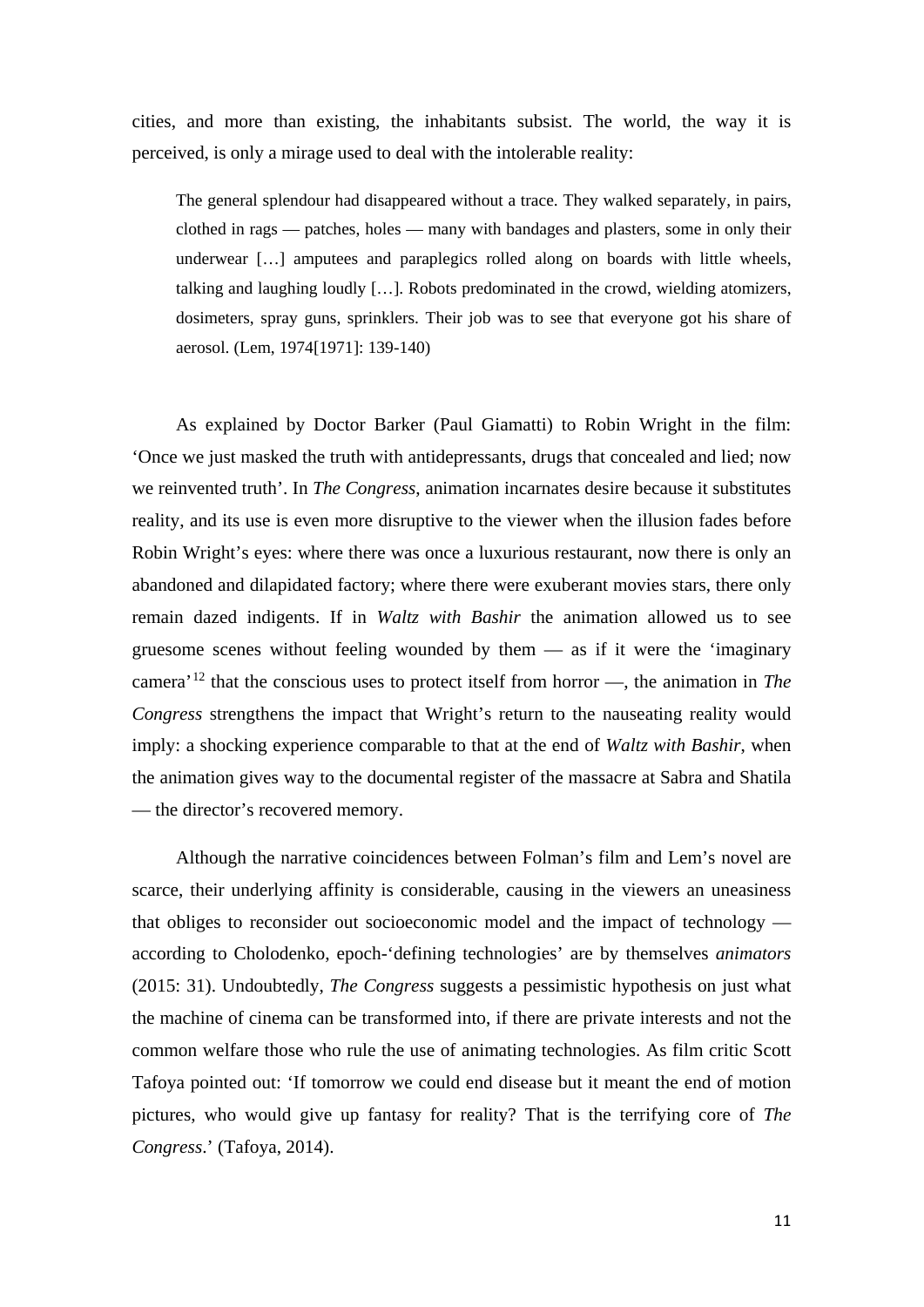cities, and more than existing, the inhabitants subsist. The world, the way it is perceived, is only a mirage used to deal with the intolerable reality:

> The general splendour had disappeared without a trace. They walked separately, in pairs, clothed in rags — patches, holes — many with bandages and plasters, some in only their underwear […] amputees and paraplegics rolled along on boards with little wheels, talking and laughing loudly […]. Robots predominated in the crowd, wielding atomizers, dosimeters, spray guns, sprinklers. Their job was to see that everyone got his share of aerosol. (Lem, 1974[1971]: 139-140)

As explained by Doctor Barker (Paul Giamatti) to Robin Wright in the film: 'Once we just masked the truth with antidepressants, drugs that concealed and lied; now we reinvented truth'. In *The Congress*, animation incarnates desire because it substitutes reality, and its use is even more disruptive to the viewer when the illusion fades before Robin Wright's eyes: where there was once a luxurious restaurant, now there is only an abandoned and dilapidated factory; where there were exuberant movies stars, there only remain dazed indigents. If in *Waltz with Bashir* the animation allowed us to see gruesome scenes without feeling wounded by them — as if it were the 'imaginary camera'[12] that the conscious uses to protect itself from horror —, the animation in *The Congress* strengthens the impact that Wright's return to the nauseating reality would imply: a shocking experience comparable to that at the end of *Waltz with Bashir*, when the animation gives way to the documental register of the massacre at Sabra and Shatila — the director's recovered memory.

Although the narrative coincidences between Folman's film and Lem's novel are scarce, their underlying affinity is considerable, causing in the viewers an uneasiness that obliges to reconsider out socioeconomic model and the impact of technology — according to Cholodenko, epoch-'defining technologies' are by themselves *animators* (2015: 31). Undoubtedly, *The Congress* suggests a pessimistic hypothesis on just what the machine of cinema can be transformed into, if there are private interests and not the common welfare those who rule the use of animating technologies. As film critic Scott Tafoya pointed out: 'If tomorrow we could end disease but it meant the end of motion pictures, who would give up fantasy for reality? That is the terrifying core of *The Congress*.' (Tafoya, 2014).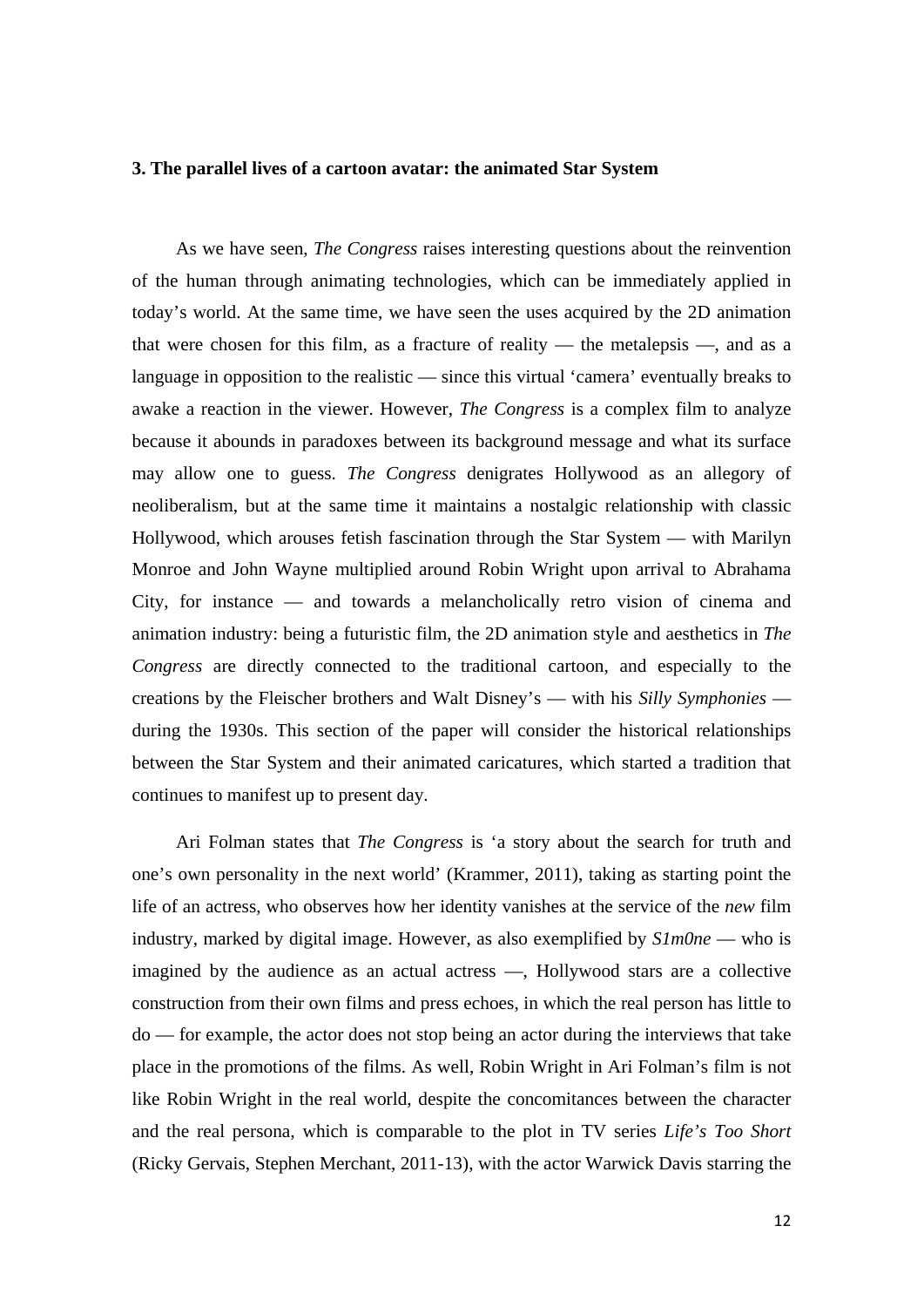### 3. The parallel lives of a cartoon avatar: the animated Star System

As we have seen, *The Congress* raises interesting questions about the reinvention of the human through animating technologies, which can be immediately applied in today's world. At the same time, we have seen the uses acquired by the 2D animation that were chosen for this film, as a fracture of reality — the metalepsis —, and as a language in opposition to the realistic — since this virtual 'camera' eventually breaks to awake a reaction in the viewer. However, *The Congress* is a complex film to analyze because it abounds in paradoxes between its background message and what its surface may allow one to guess. *The Congress* denigrates Hollywood as an allegory of neoliberalism, but at the same time it maintains a nostalgic relationship with classic Hollywood, which arouses fetish fascination through the Star System — with Marilyn Monroe and John Wayne multiplied around Robin Wright upon arrival to Abrahama City, for instance — and towards a melancholically retro vision of cinema and animation industry: being a futuristic film, the 2D animation style and aesthetics in *The Congress* are directly connected to the traditional cartoon, and especially to the creations by the Fleischer brothers and Walt Disney's — with his *Silly Symphonies* — during the 1930s. This section of the paper will consider the historical relationships between the Star System and their animated caricatures, which started a tradition that continues to manifest up to present day.

Ari Folman states that *The Congress* is 'a story about the search for truth and one's own personality in the next world' (Krammer, 2011), taking as starting point the life of an actress, who observes how her identity vanishes at the service of the *new* film industry, marked by digital image. However, as also exemplified by *S1m0ne* — who is imagined by the audience as an actual actress —, Hollywood stars are a collective construction from their own films and press echoes, in which the real person has little to do — for example, the actor does not stop being an actor during the interviews that take place in the promotions of the films. As well, Robin Wright in Ari Folman's film is not like Robin Wright in the real world, despite the concomitances between the character and the real persona, which is comparable to the plot in TV series *Life's Too Short* (Ricky Gervais, Stephen Merchant, 2011-13), with the actor Warwick Davis starring the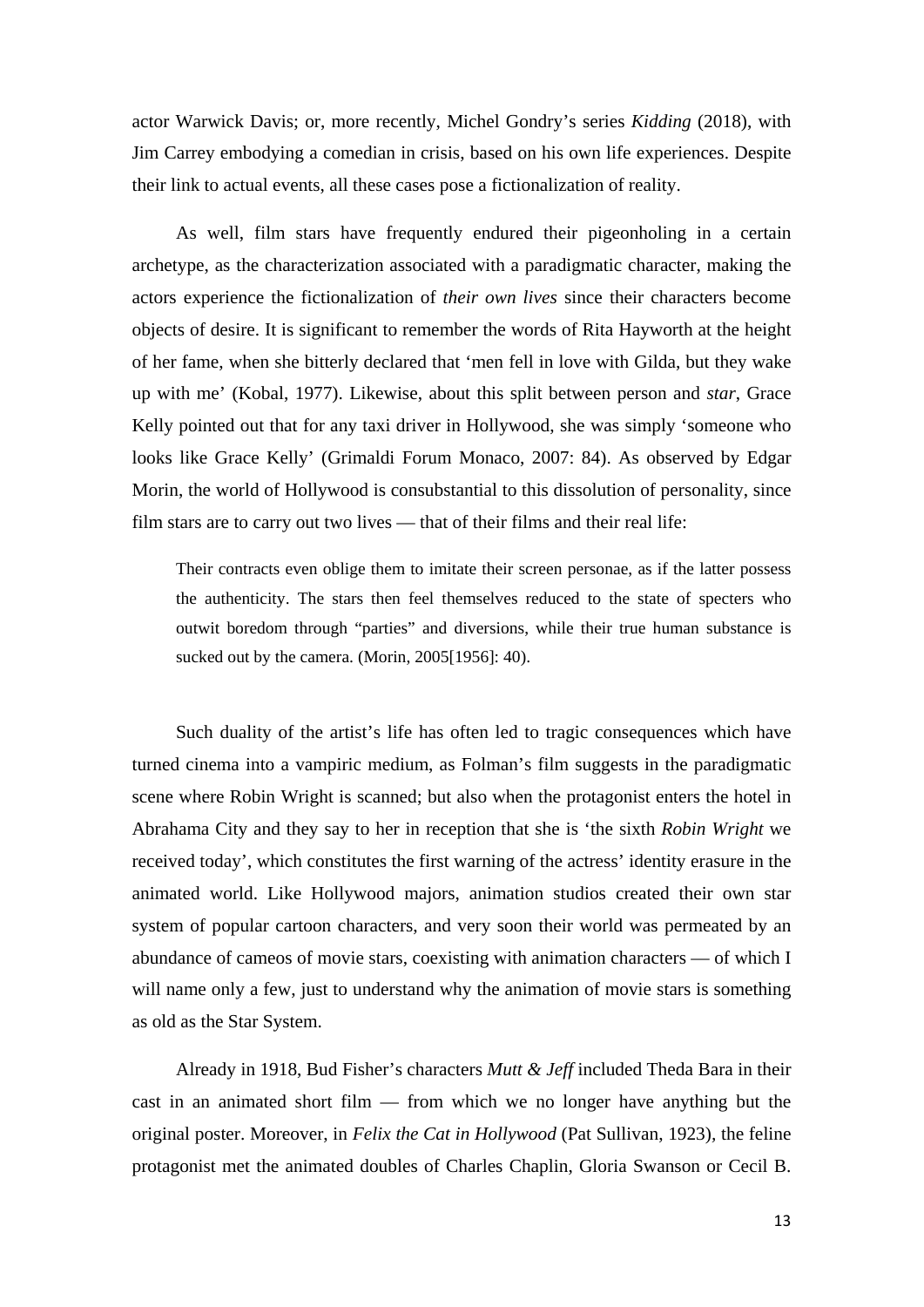actor Warwick Davis; or, more recently, Michel Gondry's series *Kidding* (2018), with Jim Carrey embodying a comedian in crisis, based on his own life experiences. Despite their link to actual events, all these cases pose a fictionalization of reality.

As well, film stars have frequently endured their pigeonholing in a certain archetype, as the characterization associated with a paradigmatic character, making the actors experience the fictionalization of *their own lives* since their characters become objects of desire. It is significant to remember the words of Rita Hayworth at the height of her fame, when she bitterly declared that 'men fell in love with Gilda, but they wake up with me' (Kobal, 1977). Likewise, about this split between person and *star*, Grace Kelly pointed out that for any taxi driver in Hollywood, she was simply 'someone who looks like Grace Kelly' (Grimaldi Forum Monaco, 2007: 84). As observed by Edgar Morin, the world of Hollywood is consubstantial to this dissolution of personality, since film stars are to carry out two lives — that of their films and their real life:

> Their contracts even oblige them to imitate their screen personae, as if the latter possess the authenticity. The stars then feel themselves reduced to the state of specters who outwit boredom through "parties" and diversions, while their true human substance is sucked out by the camera. (Morin, 2005[1956]: 40).

Such duality of the artist's life has often led to tragic consequences which have turned cinema into a vampiric medium, as Folman's film suggests in the paradigmatic scene where Robin Wright is scanned; but also when the protagonist enters the hotel in Abrahama City and they say to her in reception that she is 'the sixth *Robin Wright* we received today', which constitutes the first warning of the actress' identity erasure in the animated world. Like Hollywood majors, animation studios created their own star system of popular cartoon characters, and very soon their world was permeated by an abundance of cameos of movie stars, coexisting with animation characters — of which I will name only a few, just to understand why the animation of movie stars is something as old as the Star System.

Already in 1918, Bud Fisher's characters *Mutt & Jeff* included Theda Bara in their cast in an animated short film — from which we no longer have anything but the original poster. Moreover, in *Felix the Cat in Hollywood* (Pat Sullivan, 1923), the feline protagonist met the animated doubles of Charles Chaplin, Gloria Swanson or Cecil B.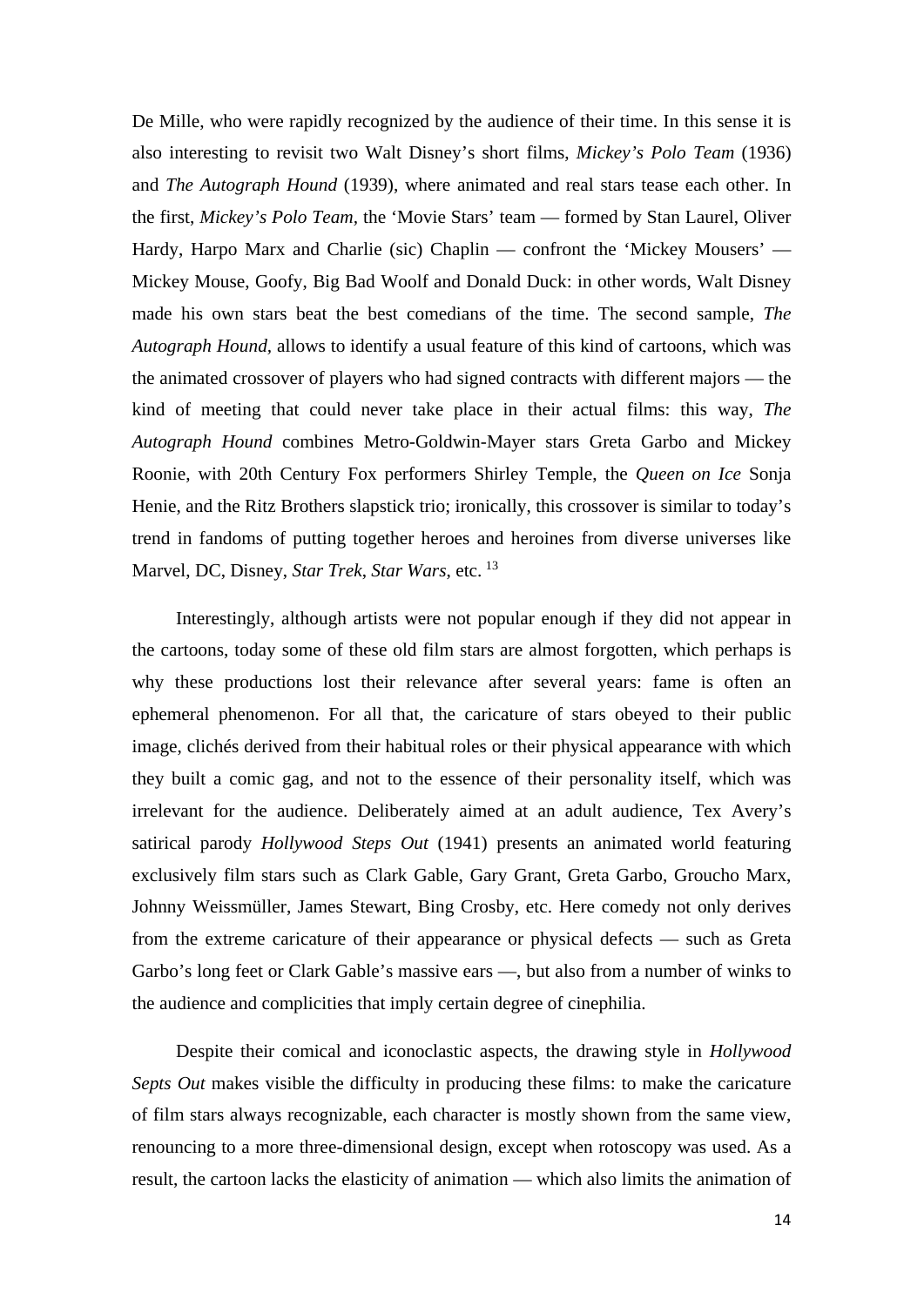De Mille, who were rapidly recognized by the audience of their time. In this sense it is also interesting to revisit two Walt Disney's short films, *Mickey's Polo Team* (1936) and *The Autograph Hound* (1939), where animated and real stars tease each other. In the first, *Mickey's Polo Team*, the 'Movie Stars' team — formed by Stan Laurel, Oliver Hardy, Harpo Marx and Charlie (sic) Chaplin — confront the 'Mickey Mousers' — Mickey Mouse, Goofy, Big Bad Woolf and Donald Duck: in other words, Walt Disney made his own stars beat the best comedians of the time. The second sample, *The Autograph Hound*, allows to identify a usual feature of this kind of cartoons, which was the animated crossover of players who had signed contracts with different majors — the kind of meeting that could never take place in their actual films: this way, *The Autograph Hound* combines Metro-Goldwin-Mayer stars Greta Garbo and Mickey Roonie, with 20th Century Fox performers Shirley Temple, the *Queen on Ice* Sonja Henie, and the Ritz Brothers slapstick trio; ironically, this crossover is similar to today's trend in fandoms of putting together heroes and heroines from diverse universes like Marvel, DC, Disney, *Star Trek*, *Star Wars*, etc. [13]

Interestingly, although artists were not popular enough if they did not appear in the cartoons, today some of these old film stars are almost forgotten, which perhaps is why these productions lost their relevance after several years: fame is often an ephemeral phenomenon. For all that, the caricature of stars obeyed to their public image, clichés derived from their habitual roles or their physical appearance with which they built a comic gag, and not to the essence of their personality itself, which was irrelevant for the audience. Deliberately aimed at an adult audience, Tex Avery's satirical parody *Hollywood Steps Out* (1941) presents an animated world featuring exclusively film stars such as Clark Gable, Gary Grant, Greta Garbo, Groucho Marx, Johnny Weissmüller, James Stewart, Bing Crosby, etc. Here comedy not only derives from the extreme caricature of their appearance or physical defects — such as Greta Garbo's long feet or Clark Gable's massive ears —, but also from a number of winks to the audience and complicities that imply certain degree of cinephilia.

Despite their comical and iconoclastic aspects, the drawing style in *Hollywood Septs Out* makes visible the difficulty in producing these films: to make the caricature of film stars always recognizable, each character is mostly shown from the same view, renouncing to a more three-dimensional design, except when rotoscopy was used. As a result, the cartoon lacks the elasticity of animation — which also limits the animation of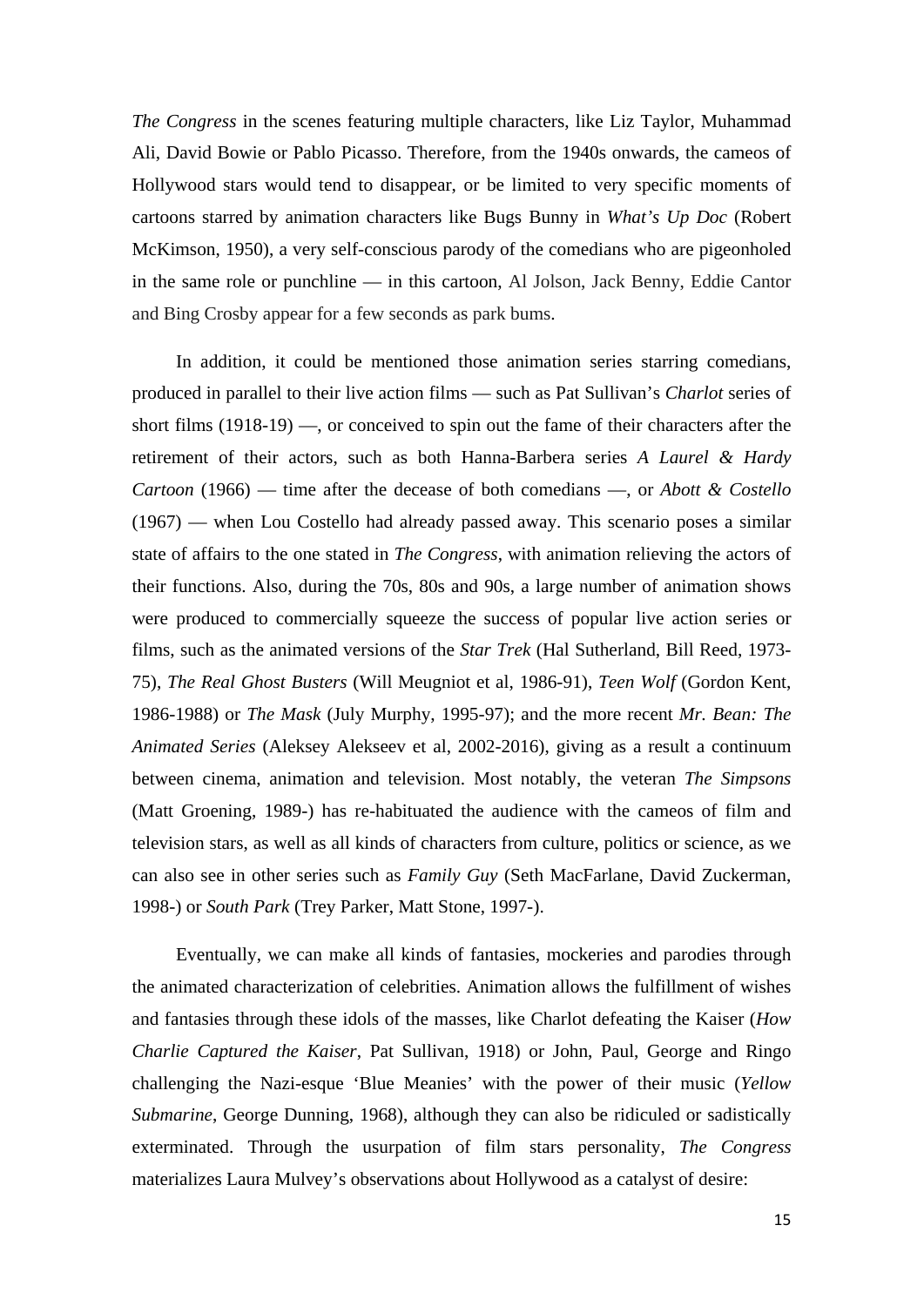*The Congress* in the scenes featuring multiple characters, like Liz Taylor, Muhammad Ali, David Bowie or Pablo Picasso. Therefore, from the 1940s onwards, the cameos of Hollywood stars would tend to disappear, or be limited to very specific moments of cartoons starred by animation characters like Bugs Bunny in *What's Up Doc* (Robert McKimson, 1950), a very self-conscious parody of the comedians who are pigeonholed in the same role or punchline — in this cartoon, Al Jolson, Jack Benny, Eddie Cantor and Bing Crosby appear for a few seconds as park bums.

In addition, it could be mentioned those animation series starring comedians, produced in parallel to their live action films — such as Pat Sullivan's *Charlot* series of short films (1918-19) —, or conceived to spin out the fame of their characters after the retirement of their actors, such as both Hanna-Barbera series *A Laurel & Hardy Cartoon* (1966) — time after the decease of both comedians —, or *Abott & Costello* (1967) — when Lou Costello had already passed away. This scenario poses a similar state of affairs to the one stated in *The Congress*, with animation relieving the actors of their functions. Also, during the 70s, 80s and 90s, a large number of animation shows were produced to commercially squeeze the success of popular live action series or films, such as the animated versions of the *Star Trek* (Hal Sutherland, Bill Reed, 1973-75), *The Real Ghost Busters* (Will Meugniot et al, 1986-91), *Teen Wolf* (Gordon Kent, 1986-1988) or *The Mask* (July Murphy, 1995-97); and the more recent *Mr. Bean: The Animated Series* (Aleksey Alekseev et al, 2002-2016), giving as a result a continuum between cinema, animation and television. Most notably, the veteran *The Simpsons* (Matt Groening, 1989-) has re-habituated the audience with the cameos of film and television stars, as well as all kinds of characters from culture, politics or science, as we can also see in other series such as *Family Guy* (Seth MacFarlane, David Zuckerman, 1998-) or *South Park* (Trey Parker, Matt Stone, 1997-).

Eventually, we can make all kinds of fantasies, mockeries and parodies through the animated characterization of celebrities. Animation allows the fulfillment of wishes and fantasies through these idols of the masses, like Charlot defeating the Kaiser (*How Charlie Captured the Kaiser*, Pat Sullivan, 1918) or John, Paul, George and Ringo challenging the Nazi-esque 'Blue Meanies' with the power of their music (*Yellow Submarine*, George Dunning, 1968), although they can also be ridiculed or sadistically exterminated. Through the usurpation of film stars personality, *The Congress* materializes Laura Mulvey's observations about Hollywood as a catalyst of desire: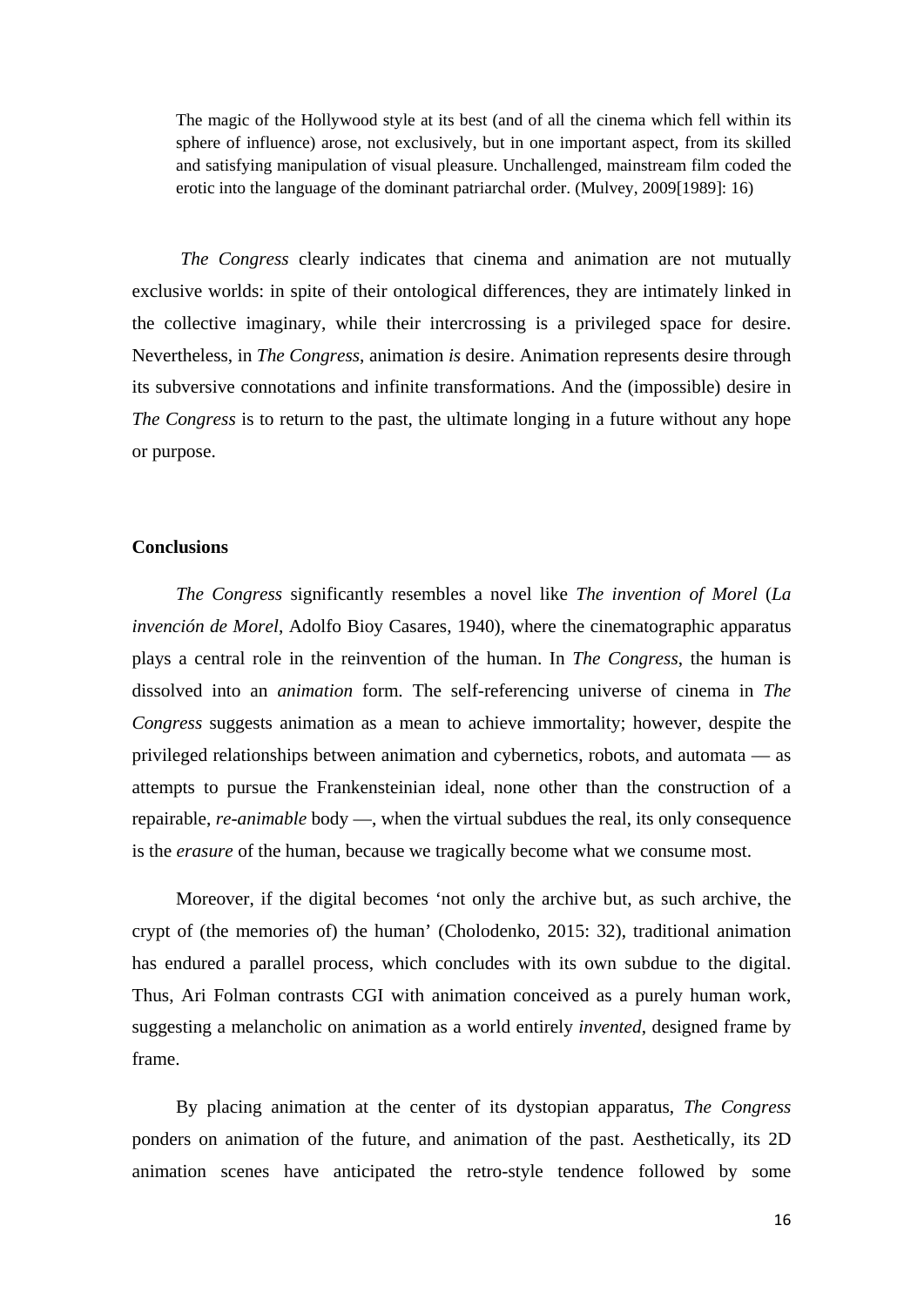> The magic of the Hollywood style at its best (and of all the cinema which fell within its sphere of influence) arose, not exclusively, but in one important aspect, from its skilled and satisfying manipulation of visual pleasure. Unchallenged, mainstream film coded the erotic into the language of the dominant patriarchal order. (Mulvey, 2009[1989]: 16)

*The Congress* clearly indicates that cinema and animation are not mutually exclusive worlds: in spite of their ontological differences, they are intimately linked in the collective imaginary, while their intercrossing is a privileged space for desire. Nevertheless, in *The Congress*, animation *is* desire. Animation represents desire through its subversive connotations and infinite transformations. And the (impossible) desire in *The Congress* is to return to the past, the ultimate longing in a future without any hope or purpose.

**Conclusions**

*The Congress* significantly resembles a novel like *The invention of Morel* (*La invención de Morel*, Adolfo Bioy Casares, 1940), where the cinematographic apparatus plays a central role in the reinvention of the human. In *The Congress*, the human is dissolved into an *animation* form. The self-referencing universe of cinema in *The Congress* suggests animation as a mean to achieve immortality; however, despite the privileged relationships between animation and cybernetics, robots, and automata — as attempts to pursue the Frankensteinian ideal, none other than the construction of a repairable, *re-animable* body —, when the virtual subdues the real, its only consequence is the *erasure* of the human, because we tragically become what we consume most.

Moreover, if the digital becomes 'not only the archive but, as such archive, the crypt of (the memories of) the human' (Cholodenko, 2015: 32), traditional animation has endured a parallel process, which concludes with its own subdue to the digital. Thus, Ari Folman contrasts CGI with animation conceived as a purely human work, suggesting a melancholic on animation as a world entirely *invented*, designed frame by frame.

By placing animation at the center of its dystopian apparatus, *The Congress* ponders on animation of the future, and animation of the past. Aesthetically, its 2D animation scenes have anticipated the retro-style tendence followed by some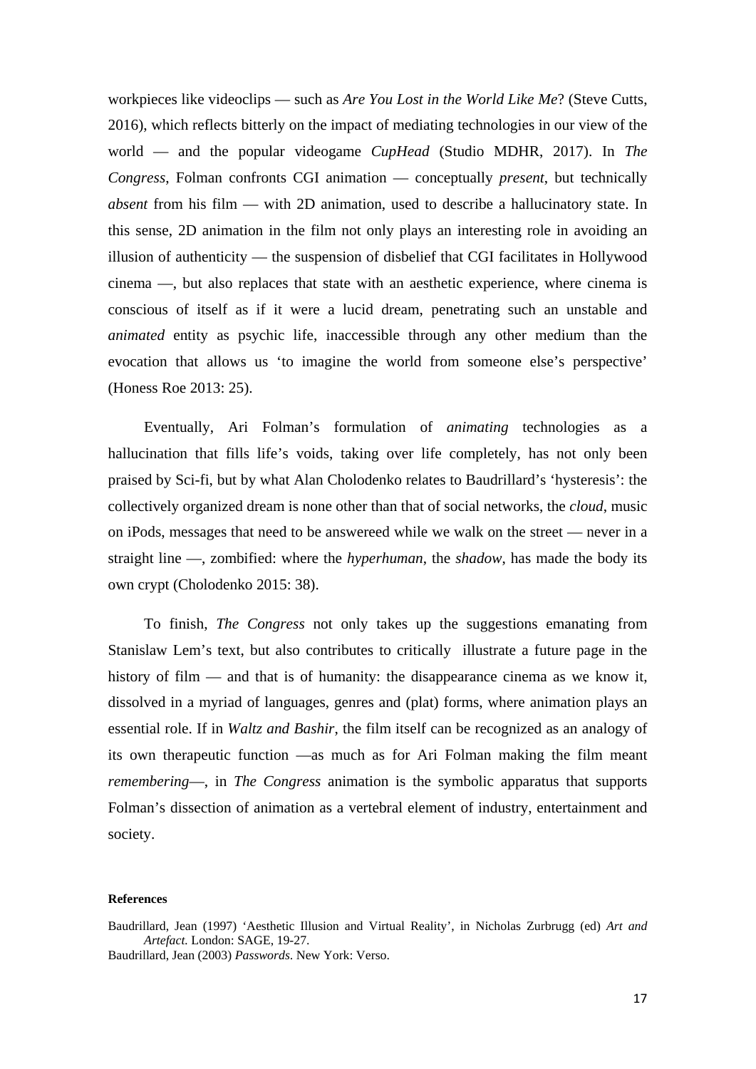workpieces like videoclips — such as *Are You Lost in the World Like Me*? (Steve Cutts, 2016), which reflects bitterly on the impact of mediating technologies in our view of the world — and the popular videogame *CupHead* (Studio MDHR, 2017). In *The Congress*, Folman confronts CGI animation — conceptually *present*, but technically *absent* from his film — with 2D animation, used to describe a hallucinatory state. In this sense, 2D animation in the film not only plays an interesting role in avoiding an illusion of authenticity — the suspension of disbelief that CGI facilitates in Hollywood cinema —, but also replaces that state with an aesthetic experience, where cinema is conscious of itself as if it were a lucid dream, penetrating such an unstable and *animated* entity as psychic life, inaccessible through any other medium than the evocation that allows us 'to imagine the world from someone else's perspective' (Honess Roe 2013: 25).

Eventually, Ari Folman's formulation of *animating* technologies as a hallucination that fills life's voids, taking over life completely, has not only been praised by Sci-fi, but by what Alan Cholodenko relates to Baudrillard's 'hysteresis': the collectively organized dream is none other than that of social networks, the *cloud*, music on iPods, messages that need to be answereed while we walk on the street — never in a straight line —, zombified: where the *hyperhuman*, the *shadow*, has made the body its own crypt (Cholodenko 2015: 38).

To finish, *The Congress* not only takes up the suggestions emanating from Stanislaw Lem's text, but also contributes to critically illustrate a future page in the history of film — and that is of humanity: the disappearance cinema as we know it, dissolved in a myriad of languages, genres and (plat) forms, where animation plays an essential role. If in *Waltz and Bashir*, the film itself can be recognized as an analogy of its own therapeutic function —as much as for Ari Folman making the film meant *remembering*—, in *The Congress* animation is the symbolic apparatus that supports Folman's dissection of animation as a vertebral element of industry, entertainment and society.

**References**

Baudrillard, Jean (1997) 'Aesthetic Illusion and Virtual Reality', in Nicholas Zurbrugg (ed) *Art and Artefact*. London: SAGE, 19-27.

Baudrillard, Jean (2003) *Passwords*. New York: Verso.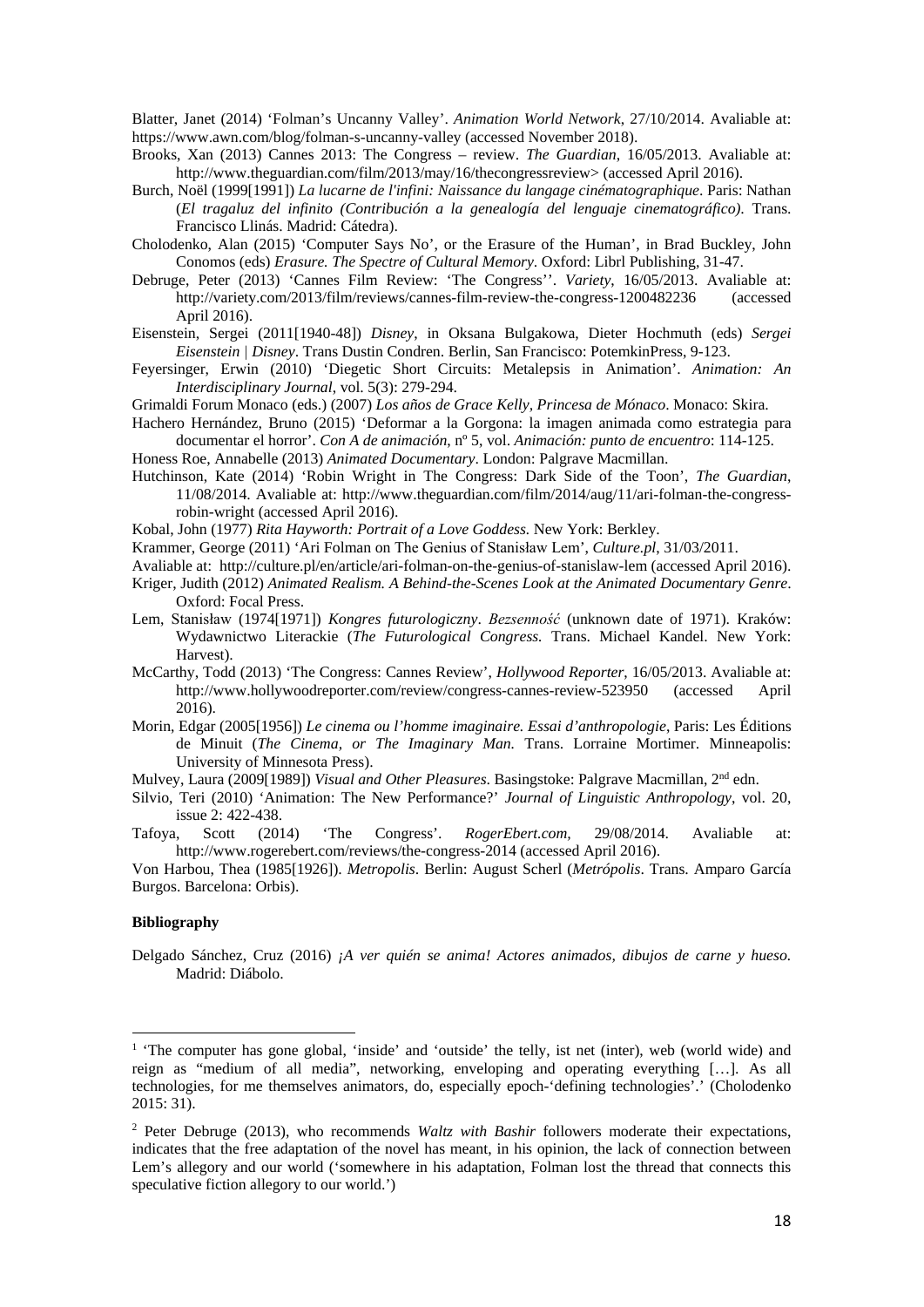Blatter, Janet (2014) 'Folman's Uncanny Valley'. *Animation World Network*, 27/10/2014. Avaliable at: https://www.awn.com/blog/folman-s-uncanny-valley (accessed November 2018).

Brooks, Xan (2013) Cannes 2013: The Congress – review. *The Guardian*, 16/05/2013. Avaliable at: http://www.theguardian.com/film/2013/may/16/thecongressreview> (accessed April 2016).

Burch, Noël (1999[1991]) *La lucarne de l'infini: Naissance du langage cinématographique*. Paris: Nathan (*El tragaluz del infinito (Contribución a la genealogía del lenguaje cinematográfico)*. Trans. Francisco Llinás. Madrid: Cátedra).

Cholodenko, Alan (2015) 'Computer Says No', or the Erasure of the Human', in Brad Buckley, John Conomos (eds) *Erasure. The Spectre of Cultural Memory*. Oxford: Librl Publishing, 31-47.

Debruge, Peter (2013) 'Cannes Film Review: 'The Congress''. *Variety*, 16/05/2013. Avaliable at: http://variety.com/2013/film/reviews/cannes-film-review-the-congress-1200482236 (accessed April 2016).

Eisenstein, Sergei (2011[1940-48]) *Disney*, in Oksana Bulgakowa, Dieter Hochmuth (eds) *Sergei Eisenstein | Disney*. Trans Dustin Condren. Berlin, San Francisco: PotemkinPress, 9-123.

Feyersinger, Erwin (2010) 'Diegetic Short Circuits: Metalepsis in Animation'. *Animation: An Interdisciplinary Journal*, vol. 5(3): 279-294.

Grimaldi Forum Monaco (eds.) (2007) *Los años de Grace Kelly, Princesa de Mónaco*. Monaco: Skira.

Hachero Hernández, Bruno (2015) 'Deformar a la Gorgona: la imagen animada como estrategia para documentar el horror'. *Con A de animación*, nº 5, vol. *Animación: punto de encuentro*: 114-125.

Honess Roe, Annabelle (2013) *Animated Documentary*. London: Palgrave Macmillan.

Hutchinson, Kate (2014) 'Robin Wright in The Congress: Dark Side of the Toon', *The Guardian*, 11/08/2014. Avaliable at: http://www.theguardian.com/film/2014/aug/11/ari-folman-the-congress-robin-wright (accessed April 2016).

Kobal, John (1977) *Rita Hayworth: Portrait of a Love Goddess*. New York: Berkley.

Krammer, George (2011) 'Ari Folman on The Genius of Stanisław Lem', *Culture.pl*, 31/03/2011.

Avaliable at: http://culture.pl/en/article/ari-folman-on-the-genius-of-stanislaw-lem (accessed April 2016).

Kriger, Judith (2012) *Animated Realism. A Behind-the-Scenes Look at the Animated Documentary Genre*. Oxford: Focal Press.

Lem, Stanisław (1974[1971]) *Kongres futurologiczny*. *Bezsenność* (unknown date of 1971). Kraków: Wydawnictwo Literackie (*The Futurological Congress.* Trans. Michael Kandel. New York: Harvest).

McCarthy, Todd (2013) 'The Congress: Cannes Review', *Hollywood Reporter*, 16/05/2013. Avaliable at: http://www.hollywoodreporter.com/review/congress-cannes-review-523950 (accessed April 2016).

Morin, Edgar (2005[1956]) *Le cinema ou l'homme imaginaire. Essai d'anthropologie*, Paris: Les Éditions de Minuit (*The Cinema, or The Imaginary Man.* Trans. Lorraine Mortimer. Minneapolis: University of Minnesota Press).

Mulvey, Laura (2009[1989]) *Visual and Other Pleasures*. Basingstoke: Palgrave Macmillan, 2nd edn.

Silvio, Teri (2010) 'Animation: The New Performance?' *Journal of Linguistic Anthropology*, vol. 20, issue 2: 422-438.

Tafoya, Scott (2014) 'The Congress'. *RogerEbert.com,* 29/08/2014. Avaliable at: http://www.rogerebert.com/reviews/the-congress-2014 (accessed April 2016).

Von Harbou, Thea (1985[1926]). *Metropolis*. Berlin: August Scherl (*Metrópolis*. Trans. Amparo García Burgos. Barcelona: Orbis).

**Bibliography**

Delgado Sánchez, Cruz (2016) *¡A ver quién se anima! Actores animados, dibujos de carne y hueso.* Madrid: Diábolo.

---

[1] 'The computer has gone global, 'inside' and 'outside' the telly, ist net (inter), web (world wide) and reign as "medium of all media", networking, enveloping and operating everything […]. As all technologies, for me themselves animators, do, especially epoch-'defining technologies'.' (Cholodenko 2015: 31).

[2] Peter Debruge (2013), who recommends *Waltz with Bashir* followers moderate their expectations, indicates that the free adaptation of the novel has meant, in his opinion, the lack of connection between Lem's allegory and our world ('somewhere in his adaptation, Folman lost the thread that connects this speculative fiction allegory to our world.')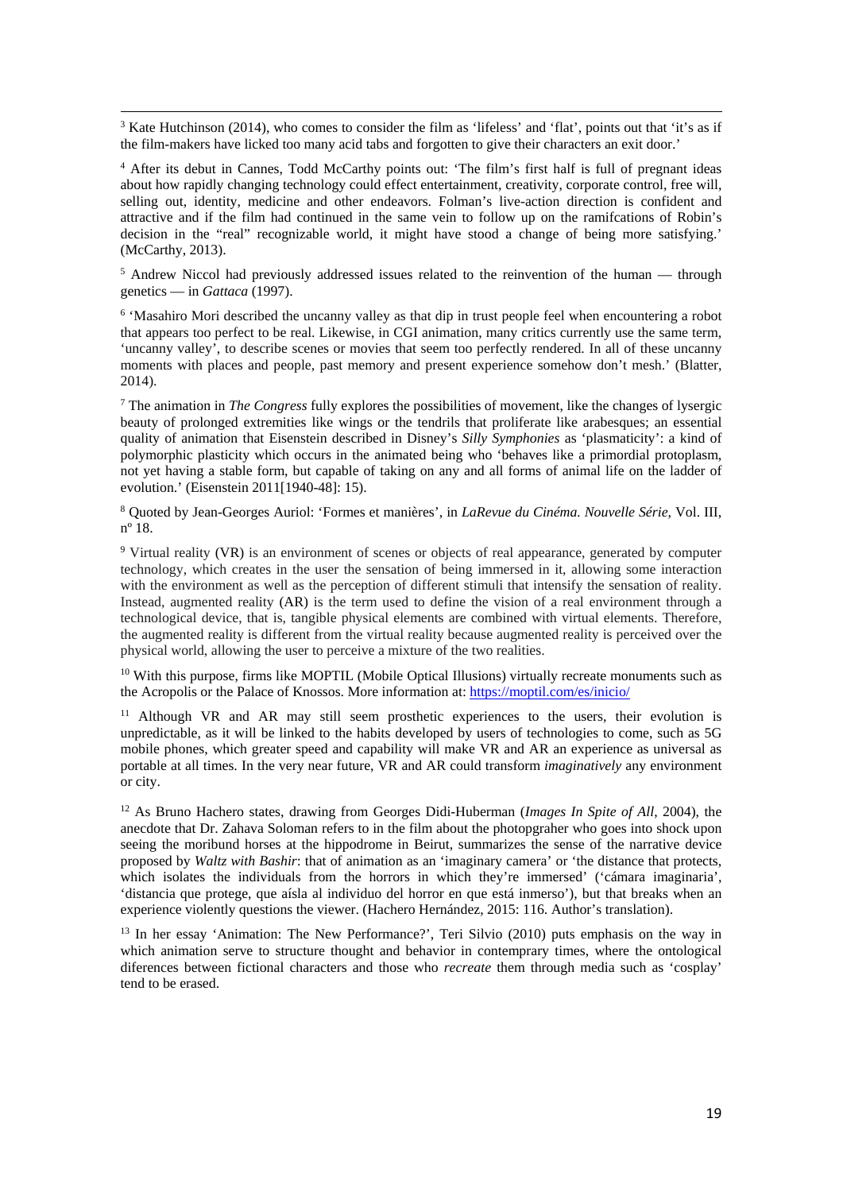[3] Kate Hutchinson (2014), who comes to consider the film as 'lifeless' and 'flat', points out that 'it's as if the film-makers have licked too many acid tabs and forgotten to give their characters an exit door.'

[4] After its debut in Cannes, Todd McCarthy points out: 'The film's first half is full of pregnant ideas about how rapidly changing technology could effect entertainment, creativity, corporate control, free will, selling out, identity, medicine and other endeavors. Folman's live-action direction is confident and attractive and if the film had continued in the same vein to follow up on the ramifcations of Robin's decision in the "real" recognizable world, it might have stood a change of being more satisfying.' (McCarthy, 2013).

[5] Andrew Niccol had previously addressed issues related to the reinvention of the human — through genetics — in *Gattaca* (1997).

[6] 'Masahiro Mori described the uncanny valley as that dip in trust people feel when encountering a robot that appears too perfect to be real. Likewise, in CGI animation, many critics currently use the same term, 'uncanny valley', to describe scenes or movies that seem too perfectly rendered. In all of these uncanny moments with places and people, past memory and present experience somehow don't mesh.' (Blatter, 2014).

[7] The animation in *The Congress* fully explores the possibilities of movement, like the changes of lysergic beauty of prolonged extremities like wings or the tendrils that proliferate like arabesques; an essential quality of animation that Eisenstein described in Disney's *Silly Symphonies* as 'plasmaticity': a kind of polymorphic plasticity which occurs in the animated being who 'behaves like a primordial protoplasm, not yet having a stable form, but capable of taking on any and all forms of animal life on the ladder of evolution.' (Eisenstein 2011[1940-48]: 15).

[8] Quoted by Jean-Georges Auriol: 'Formes et manières', in *LaRevue du Cinéma. Nouvelle Série*, Vol. III, nº 18.

[9] Virtual reality (VR) is an environment of scenes or objects of real appearance, generated by computer technology, which creates in the user the sensation of being immersed in it, allowing some interaction with the environment as well as the perception of different stimuli that intensify the sensation of reality. Instead, augmented reality (AR) is the term used to define the vision of a real environment through a technological device, that is, tangible physical elements are combined with virtual elements. Therefore, the augmented reality is different from the virtual reality because augmented reality is perceived over the physical world, allowing the user to perceive a mixture of the two realities.

[10] With this purpose, firms like MOPTIL (Mobile Optical Illusions) virtually recreate monuments such as the Acropolis or the Palace of Knossos. More information at: https://moptil.com/es/inicio/

[11] Although VR and AR may still seem prosthetic experiences to the users, their evolution is unpredictable, as it will be linked to the habits developed by users of technologies to come, such as 5G mobile phones, which greater speed and capability will make VR and AR an experience as universal as portable at all times. In the very near future, VR and AR could transform *imaginatively* any environment or city.

[12] As Bruno Hachero states, drawing from Georges Didi-Huberman (*Images In Spite of All*, 2004), the anecdote that Dr. Zahava Soloman refers to in the film about the photopgraher who goes into shock upon seeing the moribund horses at the hippodrome in Beirut, summarizes the sense of the narrative device proposed by *Waltz with Bashir*: that of animation as an 'imaginary camera' or 'the distance that protects, which isolates the individuals from the horrors in which they're immersed' ('cámara imaginaria', 'distancia que protege, que aísla al individuo del horror en que está inmerso'), but that breaks when an experience violently questions the viewer. (Hachero Hernández, 2015: 116. Author's translation).

[13] In her essay 'Animation: The New Performance?', Teri Silvio (2010) puts emphasis on the way in which animation serve to structure thought and behavior in contemprary times, where the ontological diferences between fictional characters and those who *recreate* them through media such as 'cosplay' tend to be erased.